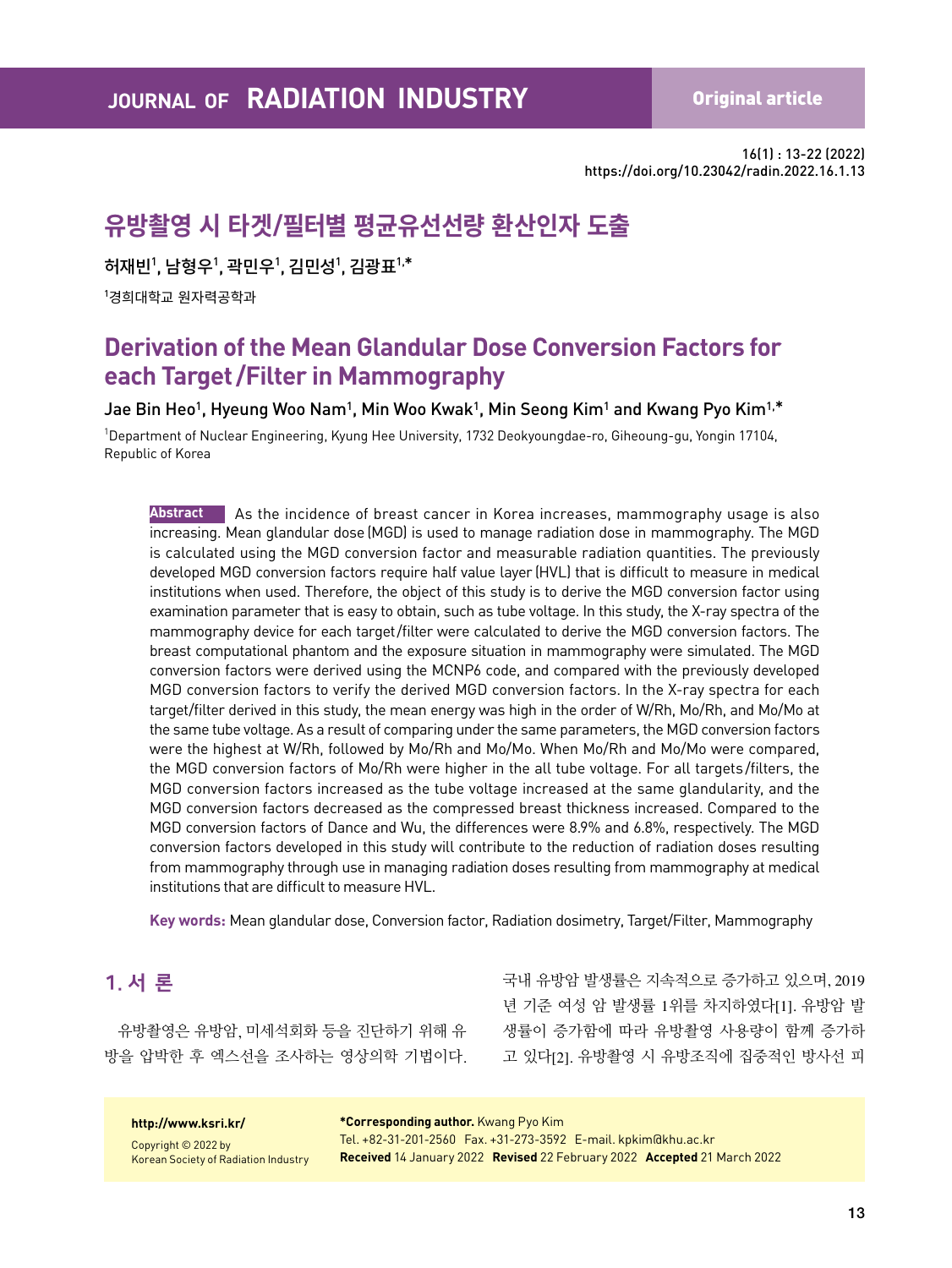# 유방촬영 시 타겟/필터별 평균유선선량 환산인자 도출

허재빈[1], 남형우[1], 곽민우[1], 김민성[1], 김광표[1,*]

[1]경희대학교 원자력공학과

# Derivation of the Mean Glandular Dose Conversion Factors for each Target/Filter in Mammography

Jae Bin Heo[1], Hyeung Woo Nam[1], Min Woo Kwak[1], Min Seong Kim[1] and Kwang Pyo Kim[1,*]

[1]Department of Nuclear Engineering, Kyung Hee University, 1732 Deokyoungdae-ro, Giheoung-gu, Yongin 17104, Republic of Korea

**Abstract** As the incidence of breast cancer in Korea increases, mammography usage is also increasing. Mean glandular dose (MGD) is used to manage radiation dose in mammography. The MGD is calculated using the MGD conversion factor and measurable radiation quantities. The previously developed MGD conversion factors require half value layer (HVL) that is difficult to measure in medical institutions when used. Therefore, the object of this study is to derive the MGD conversion factor using examination parameter that is easy to obtain, such as tube voltage. In this study, the X-ray spectra of the mammography device for each target/filter were calculated to derive the MGD conversion factors. The breast computational phantom and the exposure situation in mammography were simulated. The MGD conversion factors were derived using the MCNP6 code, and compared with the previously developed MGD conversion factors to verify the derived MGD conversion factors. In the X-ray spectra for each target/filter derived in this study, the mean energy was high in the order of W/Rh, Mo/Rh, and Mo/Mo at the same tube voltage. As a result of comparing under the same parameters, the MGD conversion factors were the highest at W/Rh, followed by Mo/Rh and Mo/Mo. When Mo/Rh and Mo/Mo were compared, the MGD conversion factors of Mo/Rh were higher in the all tube voltage. For all targets/filters, the MGD conversion factors increased as the tube voltage increased at the same glandularity, and the MGD conversion factors decreased as the compressed breast thickness increased. Compared to the MGD conversion factors of Dance and Wu, the differences were 8.9% and 6.8%, respectively. The MGD conversion factors developed in this study will contribute to the reduction of radiation doses resulting from mammography through use in managing radiation doses resulting from mammography at medical institutions that are difficult to measure HVL.

**Key words:** Mean glandular dose, Conversion factor, Radiation dosimetry, Target/Filter, Mammography

## 1. 서 론

유방촬영은 유방암, 미세석회화 등을 진단하기 위해 유방을 압박한 후 엑스선을 조사하는 영상의학 기법이다. 국내 유방암 발생률은 지속적으로 증가하고 있으며, 2019년 기준 여성 암 발생률 1위를 차지하였다[1]. 유방암 발생률이 증가함에 따라 유방촬영 사용량이 함께 증가하고 있다[2]. 유방촬영 시 유방조직에 집중적인 방사선 피

http://www.ksri.kr/

Copyright © 2022 by Korean Society of Radiation Industry

***Corresponding author.** Kwang Pyo Kim
Tel. +82-31-201-2560 Fax. +31-273-3592 E-mail. kpkim@khu.ac.kr
**Received** 14 January 2022 **Revised** 22 February 2022 **Accepted** 21 March 2022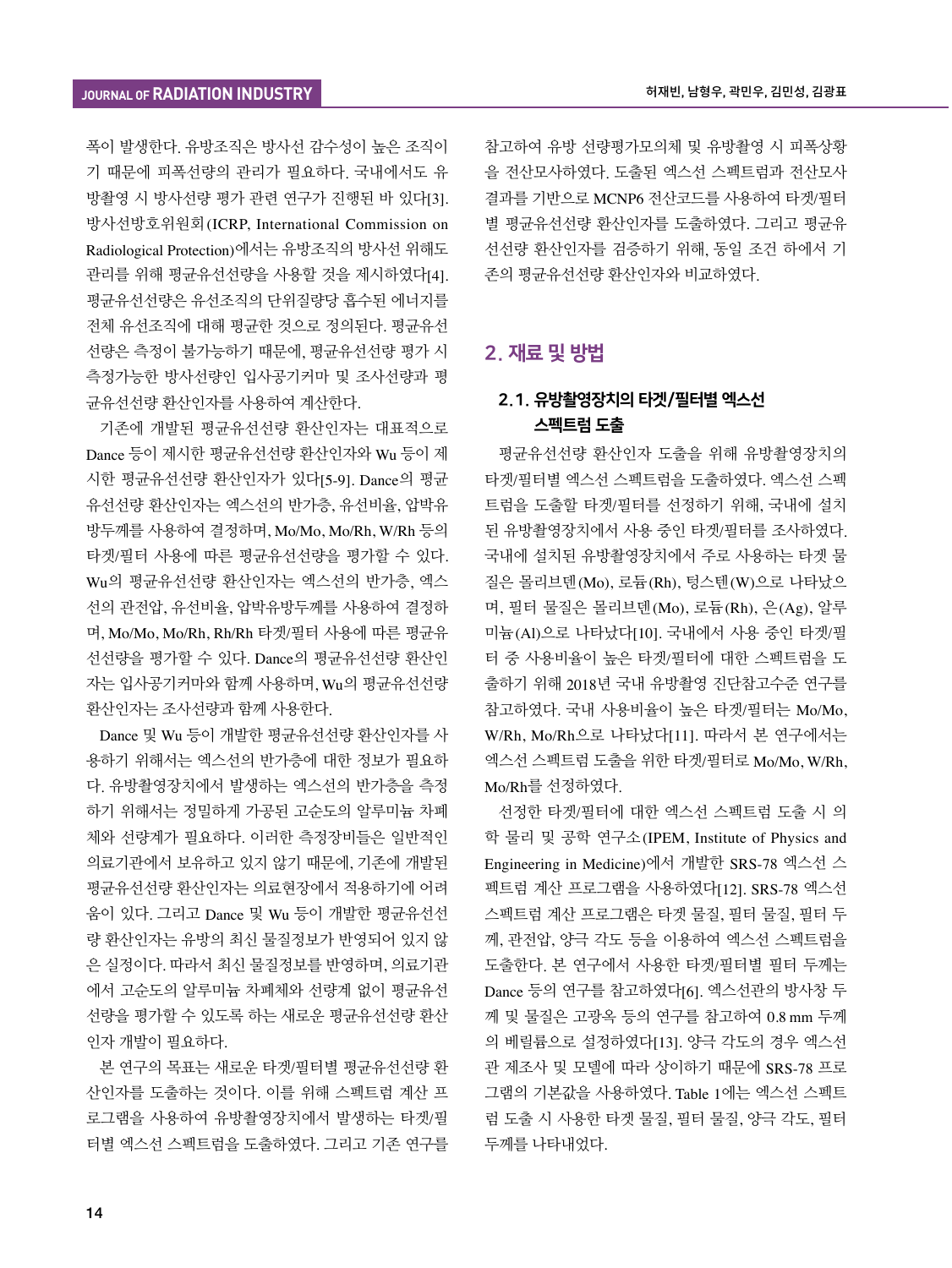폭이 발생한다. 유방조직은 방사선 감수성이 높은 조직이기 때문에 피폭선량의 관리가 필요하다. 국내에서도 유방촬영 시 방사선량 평가 관련 연구가 진행된 바 있다[3]. 방사선방호위원회(ICRP, International Commission on Radiological Protection)에서는 유방조직의 방사선 위해도 관리를 위해 평균유선선량을 사용할 것을 제시하였다[4]. 평균유선선량은 유선조직의 단위질량당 흡수된 에너지를 전체 유선조직에 대해 평균한 것으로 정의된다. 평균유선선량은 측정이 불가능하기 때문에, 평균유선선량 평가 시 측정가능한 방사선량인 입사공기커마 및 조사선량과 평균유선선량 환산인자를 사용하여 계산한다.

기존에 개발된 평균유선선량 환산인자는 대표적으로 Dance 등이 제시한 평균유선선량 환산인자와 Wu 등이 제시한 평균유선선량 환산인자가 있다[5-9]. Dance의 평균유선선량 환산인자는 엑스선의 반가층, 유선비율, 압박유방두께를 사용하여 결정하며, Mo/Mo, Mo/Rh, W/Rh 등의 타겟/필터 사용에 따른 평균유선선량을 평가할 수 있다. Wu의 평균유선선량 환산인자는 엑스선의 반가층, 엑스선의 관전압, 유선비율, 압박유방두께를 사용하여 결정하며, Mo/Mo, Mo/Rh, Rh/Rh 타겟/필터 사용에 따른 평균유선선량을 평가할 수 있다. Dance의 평균유선선량 환산인자는 입사공기커마와 함께 사용하며, Wu의 평균유선선량 환산인자는 조사선량과 함께 사용한다.

Dance 및 Wu 등이 개발한 평균유선선량 환산인자를 사용하기 위해서는 엑스선의 반가층에 대한 정보가 필요하다. 유방촬영장치에서 발생하는 엑스선의 반가층을 측정하기 위해서는 정밀하게 가공된 고순도의 알루미늄 차폐체와 선량계가 필요하다. 이러한 측정장비들은 일반적인 의료기관에서 보유하고 있지 않기 때문에, 기존에 개발된 평균유선선량 환산인자는 의료현장에서 적용하기에 어려움이 있다. 그리고 Dance 및 Wu 등이 개발한 평균유선선량 환산인자는 유방의 최신 물질정보가 반영되어 있지 않은 실정이다. 따라서 최신 물질정보를 반영하며, 의료기관에서 고순도의 알루미늄 차폐체와 선량계 없이 평균유선선량을 평가할 수 있도록 하는 새로운 평균유선선량 환산인자 개발이 필요하다.

본 연구의 목표는 새로운 타겟/필터별 평균유선선량 환산인자를 도출하는 것이다. 이를 위해 스펙트럼 계산 프로그램을 사용하여 유방촬영장치에서 발생하는 타겟/필터별 엑스선 스펙트럼을 도출하였다. 그리고 기존 연구를 참고하여 유방 선량평가모의체 및 유방촬영 시 피폭상황을 전산모사하였다. 도출된 엑스선 스펙트럼과 전산모사 결과를 기반으로 MCNP6 전산코드를 사용하여 타겟/필터별 평균유선선량 환산인자를 도출하였다. 그리고 평균유선선량 환산인자를 검증하기 위해, 동일 조건 하에서 기존의 평균유선선량 환산인자와 비교하였다.

## 2. 재료 및 방법

### 2.1. 유방촬영장치의 타겟/필터별 엑스선 스펙트럼 도출

평균유선선량 환산인자 도출을 위해 유방촬영장치의 타겟/필터별 엑스선 스펙트럼을 도출하였다. 엑스선 스펙트럼을 도출할 타겟/필터를 선정하기 위해, 국내에 설치된 유방촬영장치에서 사용 중인 타겟/필터를 조사하였다. 국내에 설치된 유방촬영장치에서 주로 사용하는 타겟 물질은 몰리브덴(Mo), 로듐(Rh), 텅스텐(W)으로 나타났으며, 필터 물질은 몰리브덴(Mo), 로듐(Rh), 은(Ag), 알루미늄(Al)으로 나타났다[10]. 국내에서 사용 중인 타겟/필터 중 사용비율이 높은 타겟/필터에 대한 스펙트럼을 도출하기 위해 2018년 국내 유방촬영 진단참고수준 연구를 참고하였다. 국내 사용비율이 높은 타겟/필터는 Mo/Mo, W/Rh, Mo/Rh으로 나타났다[11]. 따라서 본 연구에서는 엑스선 스펙트럼 도출을 위한 타겟/필터로 Mo/Mo, W/Rh, Mo/Rh를 선정하였다.

선정한 타겟/필터에 대한 엑스선 스펙트럼 도출 시 의학 물리 및 공학 연구소(IPEM, Institute of Physics and Engineering in Medicine)에서 개발한 SRS-78 엑스선 스펙트럼 계산 프로그램을 사용하였다[12]. SRS-78 엑스선 스펙트럼 계산 프로그램은 타겟 물질, 필터 물질, 필터 두께, 관전압, 양극 각도 등을 이용하여 엑스선 스펙트럼을 도출한다. 본 연구에서 사용한 타겟/필터별 필터 두께는 Dance 등의 연구를 참고하였다[6]. 엑스선관의 방사창 두께 및 물질은 고광옥 등의 연구를 참고하여 0.8 mm 두께의 베릴륨으로 설정하였다[13]. 양극 각도의 경우 엑스선관 제조사 및 모델에 따라 상이하기 때문에 SRS-78 프로그램의 기본값을 사용하였다. Table 1에는 엑스선 스펙트럼 도출 시 사용한 타겟 물질, 필터 물질, 양극 각도, 필터 두께를 나타내었다.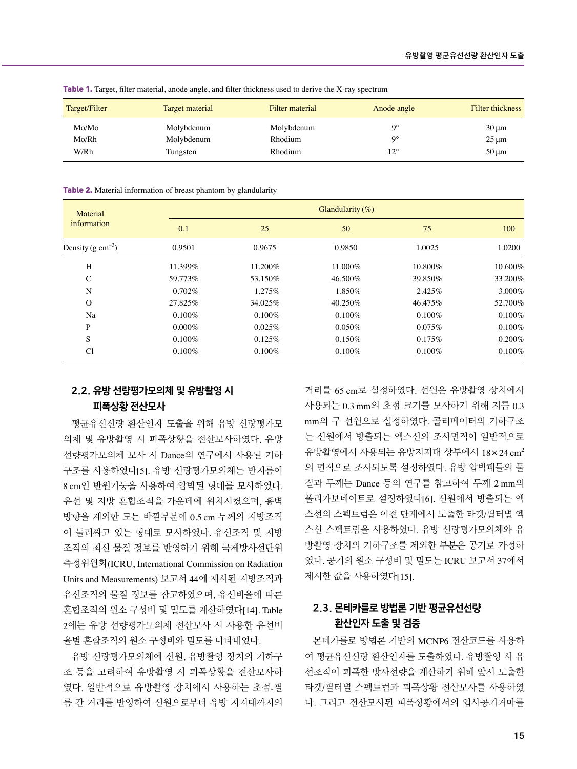**Table 1.** Target, filter material, anode angle, and filter thickness used to derive the X-ray spectrum

| Target/Filter | Target material | Filter material | Anode angle | Filter thickness |
|---|---|---|---|---|
| Mo/Mo | Molybdenum | Molybdenum | 9° | 30 μm |
| Mo/Rh | Molybdenum | Rhodium | 9° | 25 μm |
| W/Rh | Tungsten | Rhodium | 12° | 50 μm |

**Table 2.** Material information of breast phantom by glandularity

| Material information | Glandularity (%) | | | | |
|---|---|---|---|---|---|
| | 0.1 | 25 | 50 | 75 | 100 |
| Density (g $cm^{-3}$) | 0.9501 | 0.9675 | 0.9850 | 1.0025 | 1.0200 |
| H | 11.399% | 11.200% | 11.000% | 10.800% | 10.600% |
| C | 59.773% | 53.150% | 46.500% | 39.850% | 33.200% |
| N | 0.702% | 1.275% | 1.850% | 2.425% | 3.000% |
| O | 27.825% | 34.025% | 40.250% | 46.475% | 52.700% |
| Na | 0.100% | 0.100% | 0.100% | 0.100% | 0.100% |
| P | 0.000% | 0.025% | 0.050% | 0.075% | 0.100% |
| S | 0.100% | 0.125% | 0.150% | 0.175% | 0.200% |
| Cl | 0.100% | 0.100% | 0.100% | 0.100% | 0.100% |

### 2.2. 유방 선량평가모의체 및 유방촬영 시 피폭상황 전산모사

평균유선선량 환산인자 도출을 위해 유방 선량평가모의체 및 유방촬영 시 피폭상황을 전산모사하였다. 유방 선량평가모의체 모사 시 Dance의 연구에서 사용된 기하구조를 사용하였다[5]. 유방 선량평가모의체는 반지름이 8 cm인 반원기둥을 사용하여 압박된 형태를 모사하였다. 유선 및 지방 혼합조직을 가운데에 위치시켰으며, 흉벽 방향을 제외한 모든 바깥부분에 0.5 cm 두께의 지방조직이 둘러싸고 있는 형태로 모사하였다. 유선조직 및 지방조직의 최신 물질 정보를 반영하기 위해 국제방사선단위측정위원회(ICRU, International Commission on Radiation Units and Measurements) 보고서 44에 제시된 지방조직과 유선조직의 물질 정보를 참고하였으며, 유선비율에 따른 혼합조직의 원소 구성비 및 밀도를 계산하였다[14]. Table 2에는 유방 선량평가모의체 전산모사 시 사용한 유선비율별 혼합조직의 원소 구성비와 밀도를 나타내었다.

유방 선량평가모의체에 선원, 유방촬영 장치의 기하구조 등을 고려하여 유방촬영 시 피폭상황을 전산모사하였다. 일반적으로 유방촬영 장치에서 사용하는 초점-필름 간 거리를 반영하여 선원으로부터 유방 지지대까지의 거리를 65 cm로 설정하였다. 선원은 유방촬영 장치에서 사용되는 0.3 mm의 초점 크기를 모사하기 위해 지름 0.3 mm의 구 선원으로 설정하였다. 콜리메이터의 기하구조는 선원에서 방출되는 엑스선의 조사면적이 일반적으로 유방촬영에서 사용되는 유방지지대 상부에서 $18\times24\ cm^2$의 면적으로 조사되도록 설정하였다. 유방 압박패들의 물질과 두께는 Dance 등의 연구를 참고하여 두께 2 mm의 폴리카보네이트로 설정하였다[6]. 선원에서 방출되는 엑스선의 스펙트럼은 이전 단계에서 도출한 타겟/필터별 엑스선 스펙트럼을 사용하였다. 유방 선량평가모의체와 유방촬영 장치의 기하구조를 제외한 부분은 공기로 가정하였다. 공기의 원소 구성비 및 밀도는 ICRU 보고서 37에서 제시한 값을 사용하였다[15].

### 2.3. 몬테카를로 방법론 기반 평균유선선량 환산인자 도출 및 검증

몬테카를로 방법론 기반의 MCNP6 전산코드를 사용하여 평균유선선량 환산인자를 도출하였다. 유방촬영 시 유선조직이 피폭한 방사선량을 계산하기 위해 앞서 도출한 타겟/필터별 스펙트럼과 피폭상황 전산모사를 사용하였다. 그리고 전산모사된 피폭상황에서의 입사공기커마를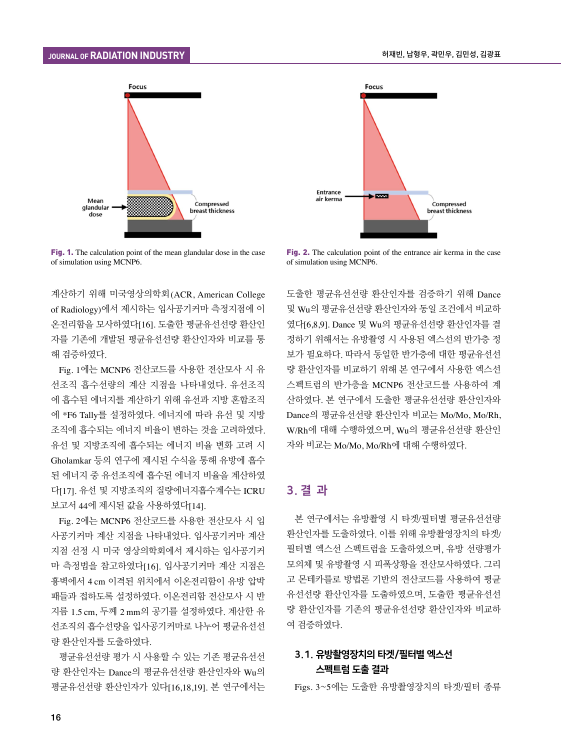Fig. 1. The calculation point of the mean glandular dose in the case of simulation using MCNP6.

Fig. 2. The calculation point of the entrance air kerma in the case of simulation using MCNP6.

계산하기 위해 미국영상의학회(ACR, American College of Radiology)에서 제시하는 입사공기커마 측정지점에 이온전리함을 모사하였다[16]. 도출한 평균유선선량 환산인자를 기존에 개발된 평균유선선량 환산인자와 비교를 통해 검증하였다.

Fig. 1에는 MCNP6 전산코드를 사용한 전산모사 시 유선조직 흡수선량의 계산 지점을 나타내었다. 유선조직에 흡수된 에너지를 계산하기 위해 유선과 지방 혼합조직에 *F6 Tally를 설정하였다. 에너지에 따라 유선 및 지방조직에 흡수되는 에너지 비율이 변하는 것을 고려하였다. 유선 및 지방조직에 흡수되는 에너지 비율 변화 고려 시 Gholamkar 등의 연구에 제시된 수식을 통해 유방에 흡수된 에너지 중 유선조직에 흡수된 에너지 비율을 계산하였다[17]. 유선 및 지방조직의 질량에너지흡수계수는 ICRU 보고서 44에 제시된 값을 사용하였다[14].

Fig. 2에는 MCNP6 전산코드를 사용한 전산모사 시 입사공기커마 계산 지점을 나타내었다. 입사공기커마 계산 지점 선정 시 미국 영상의학회에서 제시하는 입사공기커마 측정법을 참고하였다[16]. 입사공기커마 계산 지점은 흉벽에서 4 cm 이격된 위치에서 이온전리함이 유방 압박패들과 접하도록 설정하였다. 이온전리함 전산모사 시 반지름 1.5 cm, 두께 2 mm의 공기를 설정하였다. 계산한 유선조직의 흡수선량을 입사공기커마로 나누어 평균유선선량 환산인자를 도출하였다.

평균유선선량 평가 시 사용할 수 있는 기존 평균유선선량 환산인자는 Dance의 평균유선선량 환산인자와 Wu의 평균유선선량 환산인자가 있다[16,18,19]. 본 연구에서는 도출한 평균유선선량 환산인자를 검증하기 위해 Dance 및 Wu의 평균유선선량 환산인자와 동일 조건에서 비교하였다[6,8,9]. Dance 및 Wu의 평균유선선량 환산인자를 결정하기 위해서는 유방촬영 시 사용된 엑스선의 반가층 정보가 필요하다. 따라서 동일한 반가층에 대한 평균유선선량 환산인자를 비교하기 위해 본 연구에서 사용한 엑스선 스펙트럼의 반가층을 MCNP6 전산코드를 사용하여 계산하였다. 본 연구에서 도출한 평균유선선량 환산인자와 Dance의 평균유선선량 환산인자 비교는 Mo/Mo, Mo/Rh, W/Rh에 대해 수행하였으며, Wu의 평균유선선량 환산인자와 비교는 Mo/Mo, Mo/Rh에 대해 수행하였다.

## 3. 결 과

본 연구에서는 유방촬영 시 타겟/필터별 평균유선선량 환산인자를 도출하였다. 이를 위해 유방촬영장치의 타겟/필터별 엑스선 스펙트럼을 도출하였으며, 유방 선량평가 모의체 및 유방촬영 시 피폭상황을 전산모사하였다. 그리고 몬테카를로 방법론 기반의 전산코드를 사용하여 평균유선선량 환산인자를 도출하였으며, 도출한 평균유선선량 환산인자를 기존의 평균유선선량 환산인자와 비교하여 검증하였다.

### 3.1. 유방촬영장치의 타겟/필터별 엑스선 스펙트럼 도출 결과

Figs. 3~5에는 도출한 유방촬영장치의 타겟/필터 종류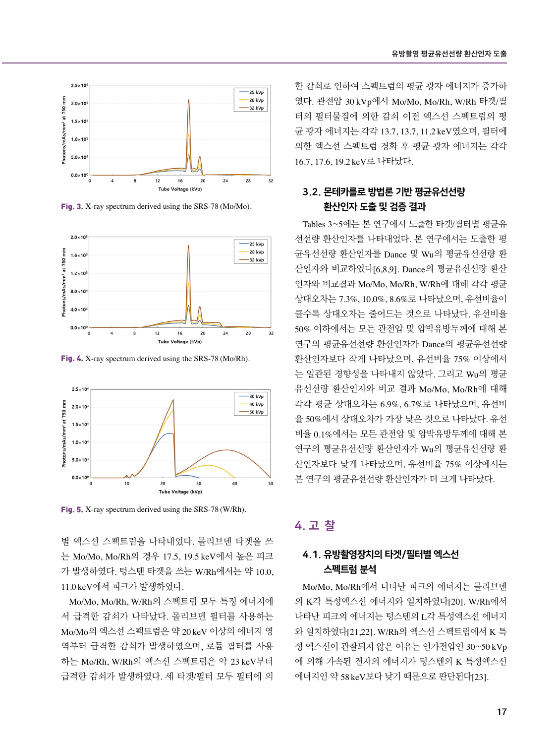Fig. 3. X-ray spectrum derived using the SRS-78 (Mo/Mo).

Fig. 4. X-ray spectrum derived using the SRS-78 (Mo/Rh).

Fig. 5. X-ray spectrum derived using the SRS-78 (W/Rh).

별 엑스선 스펙트럼을 나타내었다. 몰리브덴 타겟을 쓰는 Mo/Mo, Mo/Rh의 경우 17.5, 19.5 keV에서 높은 피크가 발생하였다. 텅스텐 타겟을 쓰는 W/Rh에서는 약 10.0, 11.0 keV에서 피크가 발생하였다.

Mo/Mo, Mo/Rh, W/Rh의 스펙트럼 모두 특정 에너지에서 급격한 감쇠가 나타났다. 몰리브덴 필터를 사용하는 Mo/Mo의 엑스선 스펙트럼은 약 20 keV 이상의 에너지 영역부터 급격한 감쇠가 발생하였으며, 로듐 필터를 사용하는 Mo/Rh, W/Rh의 엑스선 스펙트럼은 약 23 keV부터 급격한 감쇠가 발생하였다. 세 타겟/필터 모두 필터에 의한 감쇠로 인하여 스펙트럼의 평균 광자 에너지가 증가하였다. 관전압 30 kVp에서 Mo/Mo, Mo/Rh, W/Rh 타겟/필터의 필터물질에 의한 감쇠 이전 엑스선 스펙트럼의 평균 광자 에너지는 각각 13.7, 13.7, 11.2 keV였으며, 필터에 의한 엑스선 스펙트럼 경화 후 평균 광자 에너지는 각각 16.7, 17.6, 19.2 keV로 나타났다.

### 3.2. 몬테카를로 방법론 기반 평균유선선량 환산인자 도출 및 검증 결과

Tables 3~5에는 본 연구에서 도출한 타겟/필터별 평균유선선량 환산인자를 나타내었다. 본 연구에서는 도출한 평균유선선량 환산인자를 Dance 및 Wu의 평균유선선량 환산인자와 비교하였다[6,8,9]. Dance의 평균유선선량 환산인자와 비교결과 Mo/Mo, Mo/Rh, W/Rh에 대해 각각 평균 상대오차는 7.3%, 10.0%, 8.6%로 나타났으며, 유선비율이 클수록 상대오차는 줄어드는 것으로 나타났다. 유선비율 50% 이하에서는 모든 관전압 및 압박유방두께에 대해 본 연구의 평균유선선량 환산인자가 Dance의 평균유선선량 환산인자보다 작게 나타났으며, 유선비율 75% 이상에서는 일관된 경향성을 나타내지 않았다. 그리고 Wu의 평균유선선량 환산인자와 비교 결과 Mo/Mo, Mo/Rh에 대해 각각 평균 상대오차는 6.9%, 6.7%로 나타났으며, 유선비율 50%에서 상대오차가 가장 낮은 것으로 나타났다. 유선비율 0.1%에서는 모든 관전압 및 압박유방두께에 대해 본 연구의 평균유선선량 환산인자가 Wu의 평균유선선량 환산인자보다 낮게 나타났으며, 유선비율 75% 이상에서는 본 연구의 평균유선선량 환산인자가 더 크게 나타났다.

## 4. 고 찰

### 4.1. 유방촬영장치의 타겟/필터별 엑스선 스펙트럼 분석

Mo/Mo, Mo/Rh에서 나타난 피크의 에너지는 몰리브덴의 K각 특성엑스선 에너지와 일치하였다[20]. W/Rh에서 나타난 피크의 에너지는 텅스텐의 L각 특성엑스선 에너지와 일치하였다[21,22]. W/Rh의 엑스선 스펙트럼에서 K 특성 엑스선이 관찰되지 않은 이유는 인가전압인 30~50 kVp에 의해 가속된 전자의 에너지가 텅스텐의 K 특성엑스선 에너지인 약 58 keV보다 낮기 때문으로 판단된다[23].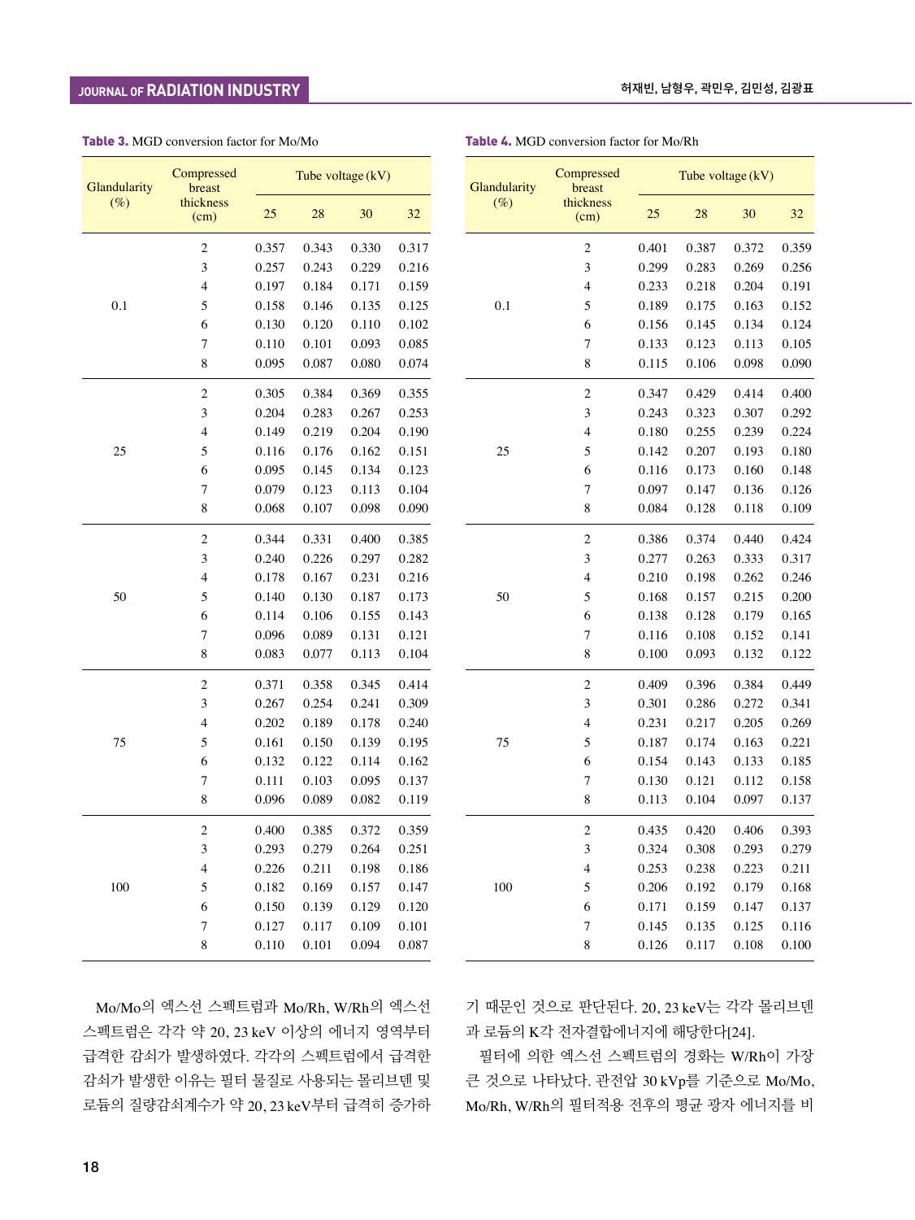**Table 3.** MGD conversion factor for Mo/Mo

| Glandularity (%) | Compressed breast thickness (cm) | Tube voltage (kV) | | | |
|---|---|---|---|---|---|
| | | 25 | 28 | 30 | 32 |
| 0.1 | 2 | 0.357 | 0.343 | 0.330 | 0.317 |
| | 3 | 0.257 | 0.243 | 0.229 | 0.216 |
| | 4 | 0.197 | 0.184 | 0.171 | 0.159 |
| | 5 | 0.158 | 0.146 | 0.135 | 0.125 |
| | 6 | 0.130 | 0.120 | 0.110 | 0.102 |
| | 7 | 0.110 | 0.101 | 0.093 | 0.085 |
| | 8 | 0.095 | 0.087 | 0.080 | 0.074 |
| 25 | 2 | 0.305 | 0.384 | 0.369 | 0.355 |
| | 3 | 0.204 | 0.283 | 0.267 | 0.253 |
| | 4 | 0.149 | 0.219 | 0.204 | 0.190 |
| | 5 | 0.116 | 0.176 | 0.162 | 0.151 |
| | 6 | 0.095 | 0.145 | 0.134 | 0.123 |
| | 7 | 0.079 | 0.123 | 0.113 | 0.104 |
| | 8 | 0.068 | 0.107 | 0.098 | 0.090 |
| 50 | 2 | 0.344 | 0.331 | 0.400 | 0.385 |
| | 3 | 0.240 | 0.226 | 0.297 | 0.282 |
| | 4 | 0.178 | 0.167 | 0.231 | 0.216 |
| | 5 | 0.140 | 0.130 | 0.187 | 0.173 |
| | 6 | 0.114 | 0.106 | 0.155 | 0.143 |
| | 7 | 0.096 | 0.089 | 0.131 | 0.121 |
| | 8 | 0.083 | 0.077 | 0.113 | 0.104 |
| 75 | 2 | 0.371 | 0.358 | 0.345 | 0.414 |
| | 3 | 0.267 | 0.254 | 0.241 | 0.309 |
| | 4 | 0.202 | 0.189 | 0.178 | 0.240 |
| | 5 | 0.161 | 0.150 | 0.139 | 0.195 |
| | 6 | 0.132 | 0.122 | 0.114 | 0.162 |
| | 7 | 0.111 | 0.103 | 0.095 | 0.137 |
| | 8 | 0.096 | 0.089 | 0.082 | 0.119 |
| 100 | 2 | 0.400 | 0.385 | 0.372 | 0.359 |
| | 3 | 0.293 | 0.279 | 0.264 | 0.251 |
| | 4 | 0.226 | 0.211 | 0.198 | 0.186 |
| | 5 | 0.182 | 0.169 | 0.157 | 0.147 |
| | 6 | 0.150 | 0.139 | 0.129 | 0.120 |
| | 7 | 0.127 | 0.117 | 0.109 | 0.101 |
| | 8 | 0.110 | 0.101 | 0.094 | 0.087 |

**Table 4.** MGD conversion factor for Mo/Rh

| Glandularity (%) | Compressed breast thickness (cm) | Tube voltage (kV) | | | |
|---|---|---|---|---|---|
| | | 25 | 28 | 30 | 32 |
| 0.1 | 2 | 0.401 | 0.387 | 0.372 | 0.359 |
| | 3 | 0.299 | 0.283 | 0.269 | 0.256 |
| | 4 | 0.233 | 0.218 | 0.204 | 0.191 |
| | 5 | 0.189 | 0.175 | 0.163 | 0.152 |
| | 6 | 0.156 | 0.145 | 0.134 | 0.124 |
| | 7 | 0.133 | 0.123 | 0.113 | 0.105 |
| | 8 | 0.115 | 0.106 | 0.098 | 0.090 |
| 25 | 2 | 0.347 | 0.429 | 0.414 | 0.400 |
| | 3 | 0.243 | 0.323 | 0.307 | 0.292 |
| | 4 | 0.180 | 0.255 | 0.239 | 0.224 |
| | 5 | 0.142 | 0.207 | 0.193 | 0.180 |
| | 6 | 0.116 | 0.173 | 0.160 | 0.148 |
| | 7 | 0.097 | 0.147 | 0.136 | 0.126 |
| | 8 | 0.084 | 0.128 | 0.118 | 0.109 |
| 50 | 2 | 0.386 | 0.374 | 0.440 | 0.424 |
| | 3 | 0.277 | 0.263 | 0.333 | 0.317 |
| | 4 | 0.210 | 0.198 | 0.262 | 0.246 |
| | 5 | 0.168 | 0.157 | 0.215 | 0.200 |
| | 6 | 0.138 | 0.128 | 0.179 | 0.165 |
| | 7 | 0.116 | 0.108 | 0.152 | 0.141 |
| | 8 | 0.100 | 0.093 | 0.132 | 0.122 |
| 75 | 2 | 0.409 | 0.396 | 0.384 | 0.449 |
| | 3 | 0.301 | 0.286 | 0.272 | 0.341 |
| | 4 | 0.231 | 0.217 | 0.205 | 0.269 |
| | 5 | 0.187 | 0.174 | 0.163 | 0.221 |
| | 6 | 0.154 | 0.143 | 0.133 | 0.185 |
| | 7 | 0.130 | 0.121 | 0.112 | 0.158 |
| | 8 | 0.113 | 0.104 | 0.097 | 0.137 |
| 100 | 2 | 0.435 | 0.420 | 0.406 | 0.393 |
| | 3 | 0.324 | 0.308 | 0.293 | 0.279 |
| | 4 | 0.253 | 0.238 | 0.223 | 0.211 |
| | 5 | 0.206 | 0.192 | 0.179 | 0.168 |
| | 6 | 0.171 | 0.159 | 0.147 | 0.137 |
| | 7 | 0.145 | 0.135 | 0.125 | 0.116 |
| | 8 | 0.126 | 0.117 | 0.108 | 0.100 |

Mo/Mo의 엑스선 스펙트럼과 Mo/Rh, W/Rh의 엑스선 스펙트럼은 각각 약 20, 23 keV 이상의 에너지 영역부터 급격한 감쇠가 발생하였다. 각각의 스펙트럼에서 급격한 감쇠가 발생한 이유는 필터 물질로 사용되는 몰리브덴 및 로듐의 질량감쇠계수가 약 20, 23 keV부터 급격히 증가하기 때문인 것으로 판단된다. 20, 23 keV는 각각 몰리브덴과 로듐의 K각 전자결합에너지에 해당한다[24].

필터에 의한 엑스선 스펙트럼의 경화는 W/Rh이 가장 큰 것으로 나타났다. 관전압 30 kVp를 기준으로 Mo/Mo, Mo/Rh, W/Rh의 필터적용 전후의 평균 광자 에너지를 비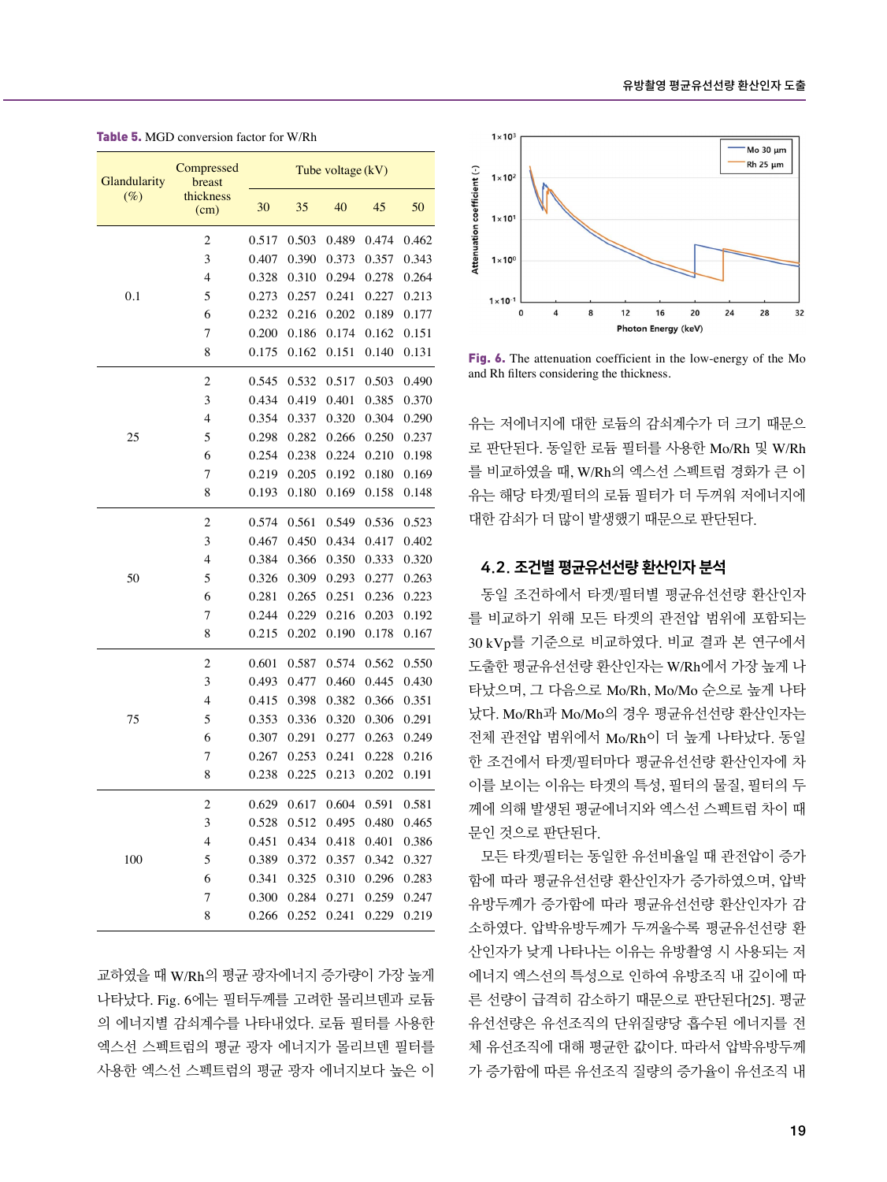**Table 5.** MGD conversion factor for W/Rh

| Glandularity (%) | Compressed breast thickness (cm) | Tube voltage (kV) | | | | |
|---|---|---|---|---|---|---|
| | | 30 | 35 | 40 | 45 | 50 |
| 0.1 | 2 | 0.517 | 0.503 | 0.489 | 0.474 | 0.462 |
| | 3 | 0.407 | 0.390 | 0.373 | 0.357 | 0.343 |
| | 4 | 0.328 | 0.310 | 0.294 | 0.278 | 0.264 |
| | 5 | 0.273 | 0.257 | 0.241 | 0.227 | 0.213 |
| | 6 | 0.232 | 0.216 | 0.202 | 0.189 | 0.177 |
| | 7 | 0.200 | 0.186 | 0.174 | 0.162 | 0.151 |
| | 8 | 0.175 | 0.162 | 0.151 | 0.140 | 0.131 |
| 25 | 2 | 0.545 | 0.532 | 0.517 | 0.503 | 0.490 |
| | 3 | 0.434 | 0.419 | 0.401 | 0.385 | 0.370 |
| | 4 | 0.354 | 0.337 | 0.320 | 0.304 | 0.290 |
| | 5 | 0.298 | 0.282 | 0.266 | 0.250 | 0.237 |
| | 6 | 0.254 | 0.238 | 0.224 | 0.210 | 0.198 |
| | 7 | 0.219 | 0.205 | 0.192 | 0.180 | 0.169 |
| | 8 | 0.193 | 0.180 | 0.169 | 0.158 | 0.148 |
| 50 | 2 | 0.574 | 0.561 | 0.549 | 0.536 | 0.523 |
| | 3 | 0.467 | 0.450 | 0.434 | 0.417 | 0.402 |
| | 4 | 0.384 | 0.366 | 0.350 | 0.333 | 0.320 |
| | 5 | 0.326 | 0.309 | 0.293 | 0.277 | 0.263 |
| | 6 | 0.281 | 0.265 | 0.251 | 0.236 | 0.223 |
| | 7 | 0.244 | 0.229 | 0.216 | 0.203 | 0.192 |
| | 8 | 0.215 | 0.202 | 0.190 | 0.178 | 0.167 |
| 75 | 2 | 0.601 | 0.587 | 0.574 | 0.562 | 0.550 |
| | 3 | 0.493 | 0.477 | 0.460 | 0.445 | 0.430 |
| | 4 | 0.415 | 0.398 | 0.382 | 0.366 | 0.351 |
| | 5 | 0.353 | 0.336 | 0.320 | 0.306 | 0.291 |
| | 6 | 0.307 | 0.291 | 0.277 | 0.263 | 0.249 |
| | 7 | 0.267 | 0.253 | 0.241 | 0.228 | 0.216 |
| | 8 | 0.238 | 0.225 | 0.213 | 0.202 | 0.191 |
| 100 | 2 | 0.629 | 0.617 | 0.604 | 0.591 | 0.581 |
| | 3 | 0.528 | 0.512 | 0.495 | 0.480 | 0.465 |
| | 4 | 0.451 | 0.434 | 0.418 | 0.401 | 0.386 |
| | 5 | 0.389 | 0.372 | 0.357 | 0.342 | 0.327 |
| | 6 | 0.341 | 0.325 | 0.310 | 0.296 | 0.283 |
| | 7 | 0.300 | 0.284 | 0.271 | 0.259 | 0.247 |
| | 8 | 0.266 | 0.252 | 0.241 | 0.229 | 0.219 |

교하였을 때 W/Rh의 평균 광자에너지 증가량이 가장 높게 나타났다. Fig. 6에는 필터두께를 고려한 몰리브덴과 로듐의 에너지별 감쇠계수를 나타내었다. 로듐 필터를 사용한 엑스선 스펙트럼의 평균 광자 에너지가 몰리브덴 필터를 사용한 엑스선 스펙트럼의 평균 광자 에너지보다 높은 이유는 저에너지에 대한 로듐의 감쇠계수가 더 크기 때문으로 판단된다. 동일한 로듐 필터를 사용한 Mo/Rh 및 W/Rh를 비교하였을 때, W/Rh의 엑스선 스펙트럼 경화가 큰 이유는 해당 타겟/필터의 로듐 필터가 더 두꺼워 저에너지에 대한 감쇠가 더 많이 발생했기 때문으로 판단된다.

**Fig. 6.** The attenuation coefficient in the low-energy of the Mo and Rh filters considering the thickness.

## 4.2. 조건별 평균유선선량 환산인자 분석

동일 조건하에서 타겟/필터별 평균유선선량 환산인자를 비교하기 위해 모든 타겟의 관전압 범위에 포함되는 30 kVp를 기준으로 비교하였다. 비교 결과 본 연구에서 도출한 평균유선선량 환산인자는 W/Rh에서 가장 높게 나타났으며, 그 다음으로 Mo/Rh, Mo/Mo 순으로 높게 나타났다. Mo/Rh과 Mo/Mo의 경우 평균유선선량 환산인자는 전체 관전압 범위에서 Mo/Rh이 더 높게 나타났다. 동일한 조건에서 타겟/필터마다 평균유선선량 환산인자에 차이를 보이는 이유는 타겟의 특성, 필터의 물질, 필터의 두께에 의해 발생된 평균에너지와 엑스선 스펙트럼 차이 때문인 것으로 판단된다.

모든 타겟/필터는 동일한 유선비율일 때 관전압이 증가함에 따라 평균유선선량 환산인자가 증가하였으며, 압박유방두께가 증가함에 따라 평균유선선량 환산인자가 감소하였다. 압박유방두께가 두꺼울수록 평균유선선량 환산인자가 낮게 나타나는 이유는 유방촬영 시 사용되는 저에너지 엑스선의 특성으로 인하여 유방조직 내 깊이에 따른 선량이 급격히 감소하기 때문으로 판단된다[25]. 평균유선선량은 유선조직의 단위질량당 흡수된 에너지를 전체 유선조직에 대해 평균한 값이다. 따라서 압박유방두께가 증가함에 따른 유선조직 질량의 증가율이 유선조직 내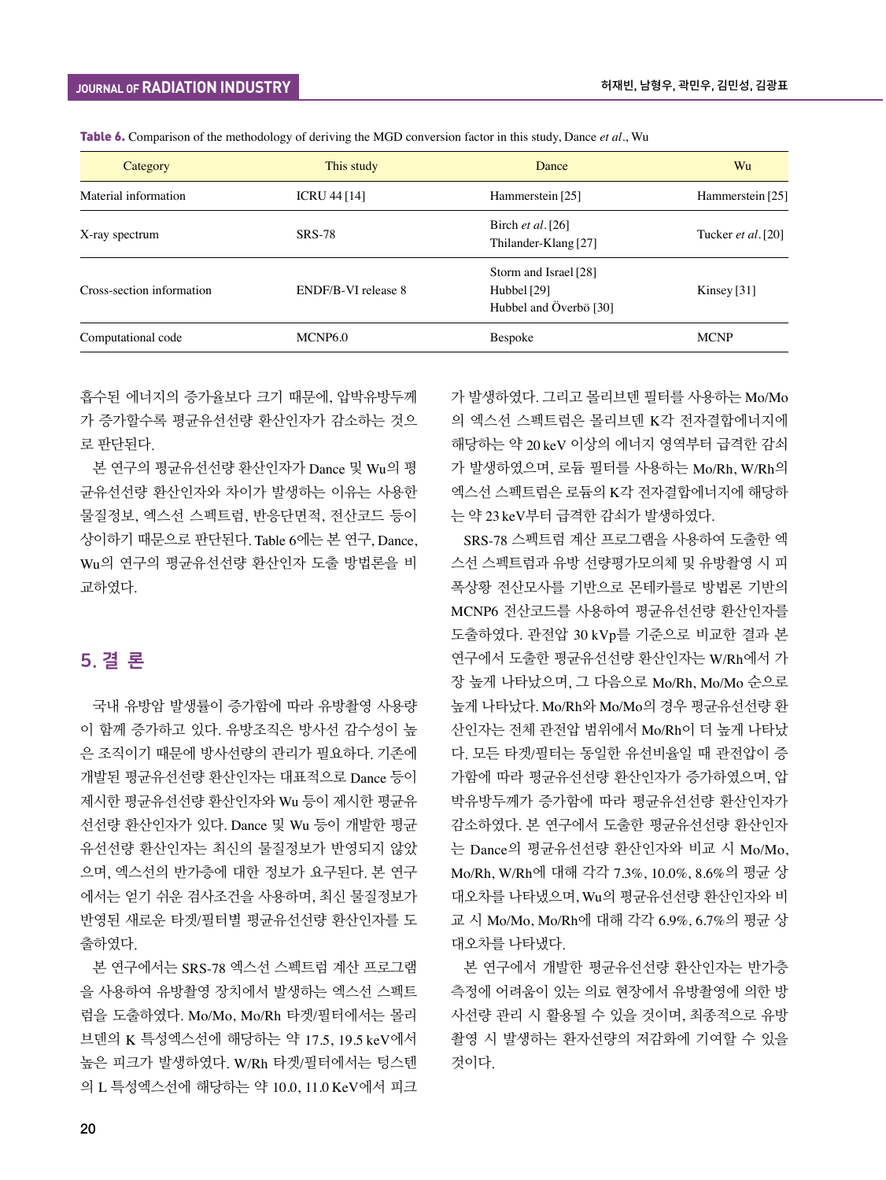**Table 6.** Comparison of the methodology of deriving the MGD conversion factor in this study, Dance *et al*., Wu

| Category | This study | Dance | Wu |
|---|---|---|---|
| Material information | ICRU 44 [14] | Hammerstein [25] | Hammerstein [25] |
| X-ray spectrum | SRS-78 | Birch *et al*. [26]<br>Thilander-Klang [27] | Tucker *et al*. [20] |
| Cross-section information | ENDF/B-VI release 8 | Storm and Israel [28]<br>Hubbel [29]<br>Hubbel and Överbö [30] | Kinsey [31] |
| Computational code | MCNP6.0 | Bespoke | MCNP |

흡수된 에너지의 증가율보다 크기 때문에, 압박유방두께가 증가할수록 평균유선선량 환산인자가 감소하는 것으로 판단된다.

본 연구의 평균유선선량 환산인자가 Dance 및 Wu의 평균유선선량 환산인자와 차이가 발생하는 이유는 사용한 물질정보, 엑스선 스펙트럼, 반응단면적, 전산코드 등이 상이하기 때문으로 판단된다. Table 6에는 본 연구, Dance, Wu의 연구의 평균유선선량 환산인자 도출 방법론을 비교하였다.

## 5. 결 론

국내 유방암 발생률이 증가함에 따라 유방촬영 사용량이 함께 증가하고 있다. 유방조직은 방사선 감수성이 높은 조직이기 때문에 방사선량의 관리가 필요하다. 기존에 개발된 평균유선선량 환산인자는 대표적으로 Dance 등이 제시한 평균유선선량 환산인자와 Wu 등이 제시한 평균유선선량 환산인자가 있다. Dance 및 Wu 등이 개발한 평균유선선량 환산인자는 최신의 물질정보가 반영되지 않았으며, 엑스선의 반가층에 대한 정보가 요구된다. 본 연구에서는 얻기 쉬운 검사조건을 사용하며, 최신 물질정보가 반영된 새로운 타겟/필터별 평균유선선량 환산인자를 도출하였다.

본 연구에서는 SRS-78 엑스선 스펙트럼 계산 프로그램을 사용하여 유방촬영 장치에서 발생하는 엑스선 스펙트럼을 도출하였다. Mo/Mo, Mo/Rh 타겟/필터에서는 몰리브덴의 K 특성엑스선에 해당하는 약 17.5, 19.5 keV에서 높은 피크가 발생하였다. W/Rh 타겟/필터에서는 텅스텐의 L 특성엑스선에 해당하는 약 10.0, 11.0 KeV에서 피크가 발생하였다. 그리고 몰리브덴 필터를 사용하는 Mo/Mo의 엑스선 스펙트럼은 몰리브덴 K각 전자결합에너지에 해당하는 약 20 keV 이상의 에너지 영역부터 급격한 감쇠가 발생하였으며, 로듐 필터를 사용하는 Mo/Rh, W/Rh의 엑스선 스펙트럼은 로듐의 K각 전자결합에너지에 해당하는 약 23 keV부터 급격한 감쇠가 발생하였다.

SRS-78 스펙트럼 계산 프로그램을 사용하여 도출한 엑스선 스펙트럼과 유방 선량평가모의체 및 유방촬영 시 피폭상황 전산모사를 기반으로 몬테카를로 방법론 기반의 MCNP6 전산코드를 사용하여 평균유선선량 환산인자를 도출하였다. 관전압 30 kVp를 기준으로 비교한 결과 본 연구에서 도출한 평균유선선량 환산인자는 W/Rh에서 가장 높게 나타났으며, 그 다음으로 Mo/Rh, Mo/Mo 순으로 높게 나타났다. Mo/Rh와 Mo/Mo의 경우 평균유선선량 환산인자는 전체 관전압 범위에서 Mo/Rh이 더 높게 나타났다. 모든 타겟/필터는 동일한 유선비율일 때 관전압이 증가함에 따라 평균유선선량 환산인자가 증가하였으며, 압박유방두께가 증가함에 따라 평균유선선량 환산인자가 감소하였다. 본 연구에서 도출한 평균유선선량 환산인자는 Dance의 평균유선선량 환산인자와 비교 시 Mo/Mo, Mo/Rh, W/Rh에 대해 각각 7.3%, 10.0%, 8.6%의 평균 상대오차를 나타냈으며, Wu의 평균유선선량 환산인자와 비교 시 Mo/Mo, Mo/Rh에 대해 각각 6.9%, 6.7%의 평균 상대오차를 나타냈다.

본 연구에서 개발한 평균유선선량 환산인자는 반가층 측정에 어려움이 있는 의료 현장에서 유방촬영에 의한 방사선량 관리 시 활용될 수 있을 것이며, 최종적으로 유방촬영 시 발생하는 환자선량의 저감화에 기여할 수 있을 것이다.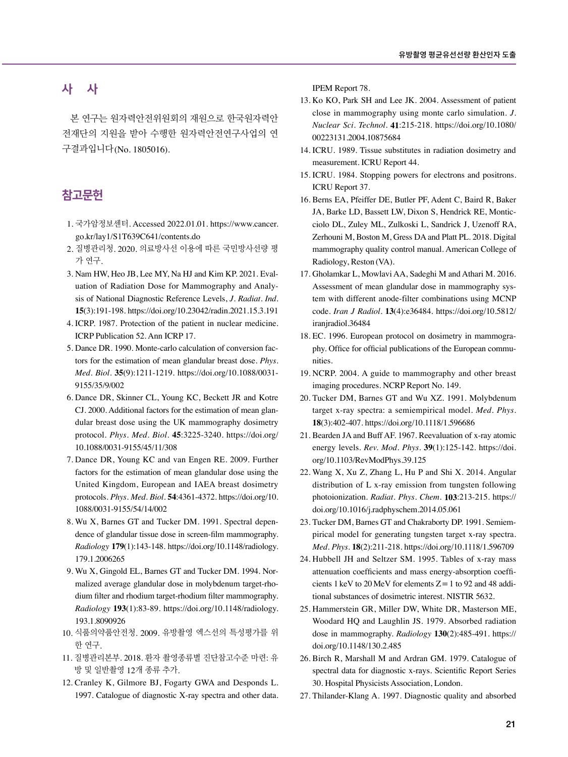## 사 사

본 연구는 원자력안전위원회의 재원으로 한국원자력안전재단의 지원을 받아 수행한 원자력안전연구사업의 연구결과입니다(No. 1805016).

## 참고문헌

1. 국가암정보센터. Accessed 2022.01.01. https://www.cancer.go.kr/lay1/S1T639C641/contents.do
2. 질병관리청. 2020. 의료방사선 이용에 따른 국민방사선량 평가 연구.
3. Nam HW, Heo JB, Lee MY, Na HJ and Kim KP. 2021. Evaluation of Radiation Dose for Mammography and Analysis of National Diagnostic Reference Levels, *J. Radiat. Ind.* **15**(3):191-198. https://doi.org/10.23042/radin.2021.15.3.191
4. ICRP. 1987. Protection of the patient in nuclear medicine. ICRP Publication 52. Ann ICRP 17.
5. Dance DR. 1990. Monte-carlo calculation of conversion factors for the estimation of mean glandular breast dose. *Phys. Med. Biol.* **35**(9):1211-1219. https://doi.org/10.1088/0031-9155/35/9/002
6. Dance DR, Skinner CL, Young KC, Beckett JR and Kotre CJ. 2000. Additional factors for the estimation of mean glandular breast dose using the UK mammography dosimetry protocol. *Phys. Med. Biol.* **45**:3225-3240. https://doi.org/10.1088/0031-9155/45/11/308
7. Dance DR, Young KC and van Engen RE. 2009. Further factors for the estimation of mean glandular dose using the United Kingdom, European and IAEA breast dosimetry protocols. *Phys. Med. Biol.* **54**:4361-4372. https://doi.org/10.1088/0031-9155/54/14/002
8. Wu X, Barnes GT and Tucker DM. 1991. Spectral dependence of glandular tissue dose in screen-film mammography. *Radiology* **179**(1):143-148. https://doi.org/10.1148/radiology.179.1.2006265
9. Wu X, Gingold EL, Barnes GT and Tucker DM. 1994. Normalized average glandular dose in molybdenum target-rhodium filter and rhodium target-rhodium filter mammography. *Radiology* **193**(1):83-89. https://doi.org/10.1148/radiology.193.1.8090926
10. 식품의약품안전청. 2009. 유방촬영 엑스선의 특성평가를 위한 연구.
11. 질병관리본부. 2018. 환자 촬영종류별 진단참고수준 마련: 유방 및 일반촬영 12개 종류 추가.
12. Cranley K, Gilmore BJ, Fogarty GWA and Desponds L. 1997. Catalogue of diagnostic X-ray spectra and other data. IPEM Report 78.
13. Ko KO, Park SH and Lee JK. 2004. Assessment of patient close in mammography using monte carlo simulation. *J. Nuclear Sci. Technol.* **41**:215-218. https://doi.org/10.1080/00223131.2004.10875684
14. ICRU. 1989. Tissue substitutes in radiation dosimetry and measurement. ICRU Report 44.
15. ICRU. 1984. Stopping powers for electrons and positrons. ICRU Report 37.
16. Berns EA, Pfeiffer DE, Butler PF, Adent C, Baird R, Baker JA, Barke LD, Bassett LW, Dixon S, Hendrick RE, Monticciolo DL, Zuley ML, Zulkoski L, Sandrick J, Uzenoff RA, Zerhouni M, Boston M, Gress DA and Platt PL. 2018. Digital mammography quality control manual. American College of Radiology, Reston (VA).
17. Gholamkar L, Mowlavi AA, Sadeghi M and Athari M. 2016. Assessment of mean glandular dose in mammography system with different anode-filter combinations using MCNP code. *Iran J Radiol.* **13**(4):e36484. https://doi.org/10.5812/iranjradiol.36484
18. EC. 1996. European protocol on dosimetry in mammography. Office for official publications of the European communities.
19. NCRP. 2004. A guide to mammography and other breast imaging procedures. NCRP Report No. 149.
20. Tucker DM, Barnes GT and Wu XZ. 1991. Molybdenum target x-ray spectra: a semiempirical model. *Med. Phys.* **18**(3):402-407. https://doi.org/10.1118/1.596686
21. Bearden JA and Buff AF. 1967. Reevaluation of x-ray atomic energy levels. *Rev. Mod. Phys.* **39**(1):125-142. https://doi.org/10.1103/RevModPhys.39.125
22. Wang X, Xu Z, Zhang L, Hu P and Shi X. 2014. Angular distribution of L x-ray emission from tungsten following photoionization. *Radiat. Phys. Chem.* **103**:213-215. https://doi.org/10.1016/j.radphyschem.2014.05.061
23. Tucker DM, Barnes GT and Chakraborty DP. 1991. Semiempirical model for generating tungsten target x-ray spectra. *Med. Phys.* **18**(2):211-218. https://doi.org/10.1118/1.596709
24. Hubbell JH and Seltzer SM. 1995. Tables of x-ray mass attenuation coefficients and mass energy-absorption coefficients 1 keV to 20 MeV for elements Z = 1 to 92 and 48 additional substances of dosimetric interest. NISTIR 5632.
25. Hammerstein GR, Miller DW, White DR, Masterson ME, Woodard HQ and Laughlin JS. 1979. Absorbed radiation dose in mammography. *Radiology* **130**(2):485-491. https://doi.org/10.1148/130.2.485
26. Birch R, Marshall M and Ardran GM. 1979. Catalogue of spectral data for diagnostic x-rays. Scientific Report Series 30. Hospital Physicists Association, London.
27. Thilander-Klang A. 1997. Diagnostic quality and absorbed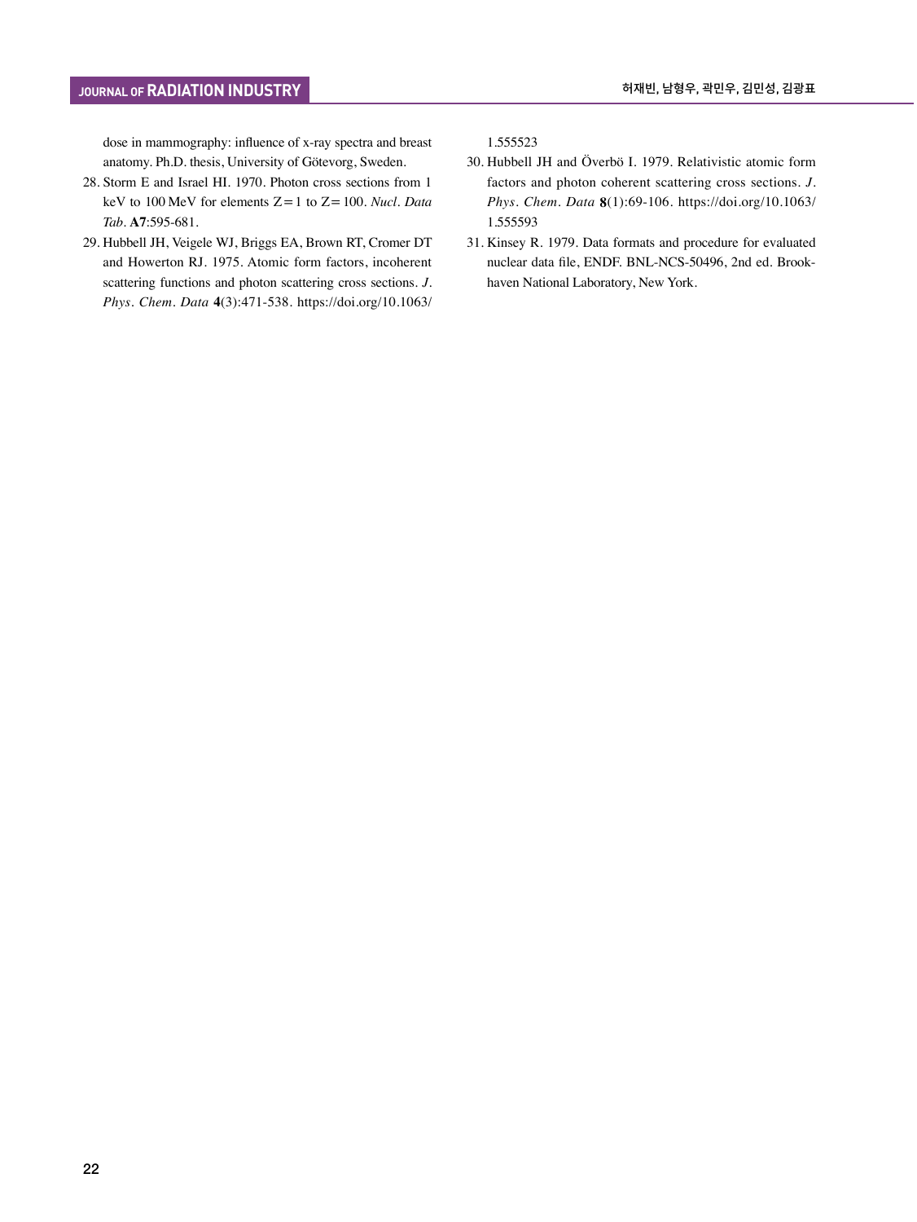dose in mammography: influence of x-ray spectra and breast anatomy. Ph.D. thesis, University of Götevorg, Sweden.

28. Storm E and Israel HI. 1970. Photon cross sections from 1 keV to 100 MeV for elements Z = 1 to Z = 100. *Nucl. Data Tab.* **A7**:595-681.
29. Hubbell JH, Veigele WJ, Briggs EA, Brown RT, Cromer DT and Howerton RJ. 1975. Atomic form factors, incoherent scattering functions and photon scattering cross sections. *J. Phys. Chem. Data* **4**(3):471-538. https://doi.org/10.1063/1.555523
30. Hubbell JH and Överbö I. 1979. Relativistic atomic form factors and photon coherent scattering cross sections. *J. Phys. Chem. Data* **8**(1):69-106. https://doi.org/10.1063/1.555593
31. Kinsey R. 1979. Data formats and procedure for evaluated nuclear data file, ENDF. BNL-NCS-50496, 2nd ed. Brookhaven National Laboratory, New York.